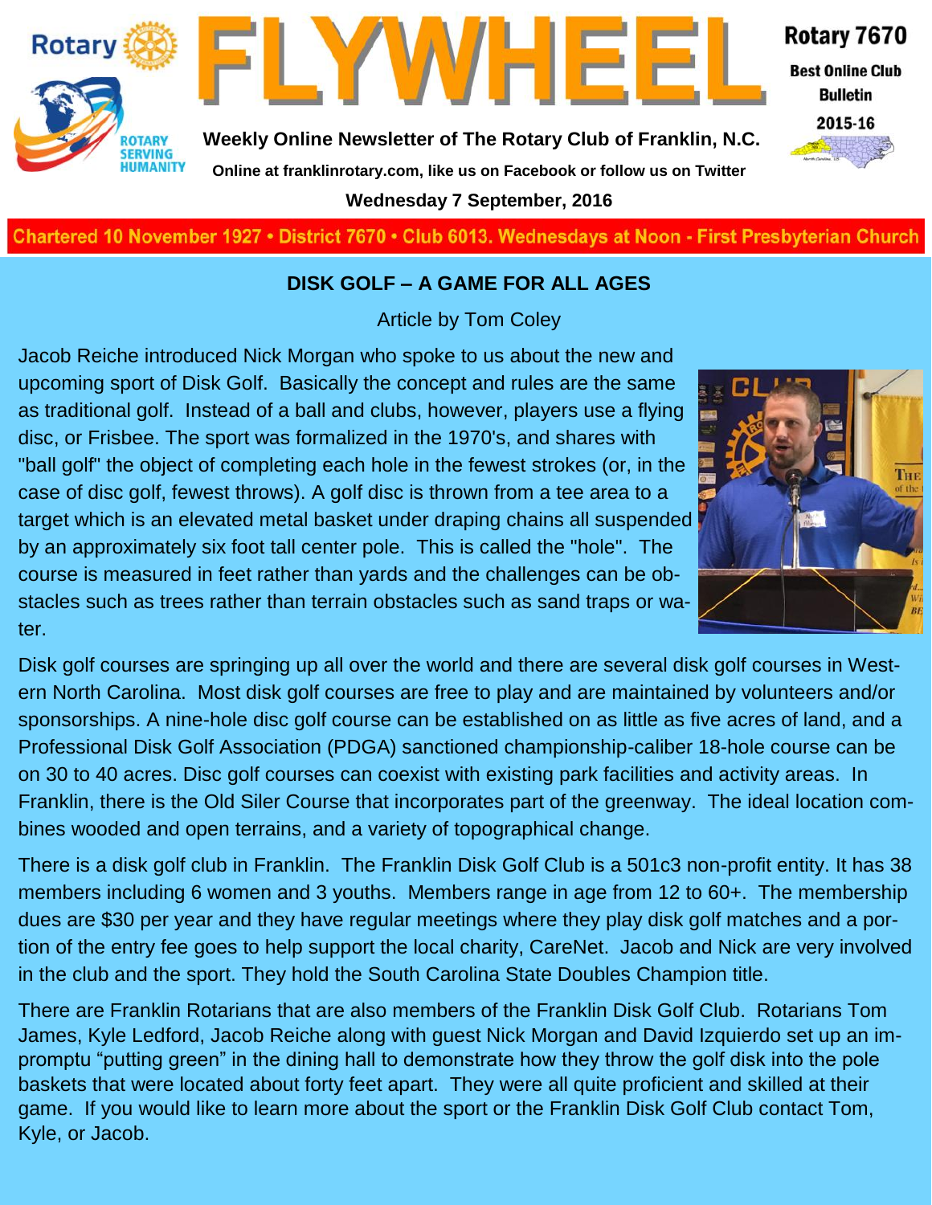# FLYWHEEL

**Rotary 7670**
**Best Online Club Bulletin**
**2015-16**

**Weekly Online Newsletter of The Rotary Club of Franklin, N.C.**

**Online at franklinrotary.com, like us on Facebook or follow us on Twitter**

**Wednesday 7 September, 2016**

**Chartered 10 November 1927 • District 7670 • Club 6013. Wednesdays at Noon - First Presbyterian Church**

## DISK GOLF – A GAME FOR ALL AGES

Article by Tom Coley

Jacob Reiche introduced Nick Morgan who spoke to us about the new and upcoming sport of Disk Golf. Basically the concept and rules are the same as traditional golf. Instead of a ball and clubs, however, players use a flying disc, or Frisbee. The sport was formalized in the 1970's, and shares with "ball golf" the object of completing each hole in the fewest strokes (or, in the case of disc golf, fewest throws). A golf disc is thrown from a tee area to a target which is an elevated metal basket under draping chains all suspended by an approximately six foot tall center pole. This is called the "hole". The course is measured in feet rather than yards and the challenges can be obstacles such as trees rather than terrain obstacles such as sand traps or water.

Disk golf courses are springing up all over the world and there are several disk golf courses in Western North Carolina. Most disk golf courses are free to play and are maintained by volunteers and/or sponsorships. A nine-hole disc golf course can be established on as little as five acres of land, and a Professional Disk Golf Association (PDGA) sanctioned championship-caliber 18-hole course can be on 30 to 40 acres. Disc golf courses can coexist with existing park facilities and activity areas. In Franklin, there is the Old Siler Course that incorporates part of the greenway. The ideal location combines wooded and open terrains, and a variety of topographical change.

There is a disk golf club in Franklin. The Franklin Disk Golf Club is a 501c3 non-profit entity. It has 38 members including 6 women and 3 youths. Members range in age from 12 to 60+. The membership dues are $30 per year and they have regular meetings where they play disk golf matches and a portion of the entry fee goes to help support the local charity, CareNet. Jacob and Nick are very involved in the club and the sport. They hold the South Carolina State Doubles Champion title.

There are Franklin Rotarians that are also members of the Franklin Disk Golf Club. Rotarians Tom James, Kyle Ledford, Jacob Reiche along with guest Nick Morgan and David Izquierdo set up an impromptu "putting green" in the dining hall to demonstrate how they throw the golf disk into the pole baskets that were located about forty feet apart. They were all quite proficient and skilled at their game. If you would like to learn more about the sport or the Franklin Disk Golf Club contact Tom, Kyle, or Jacob.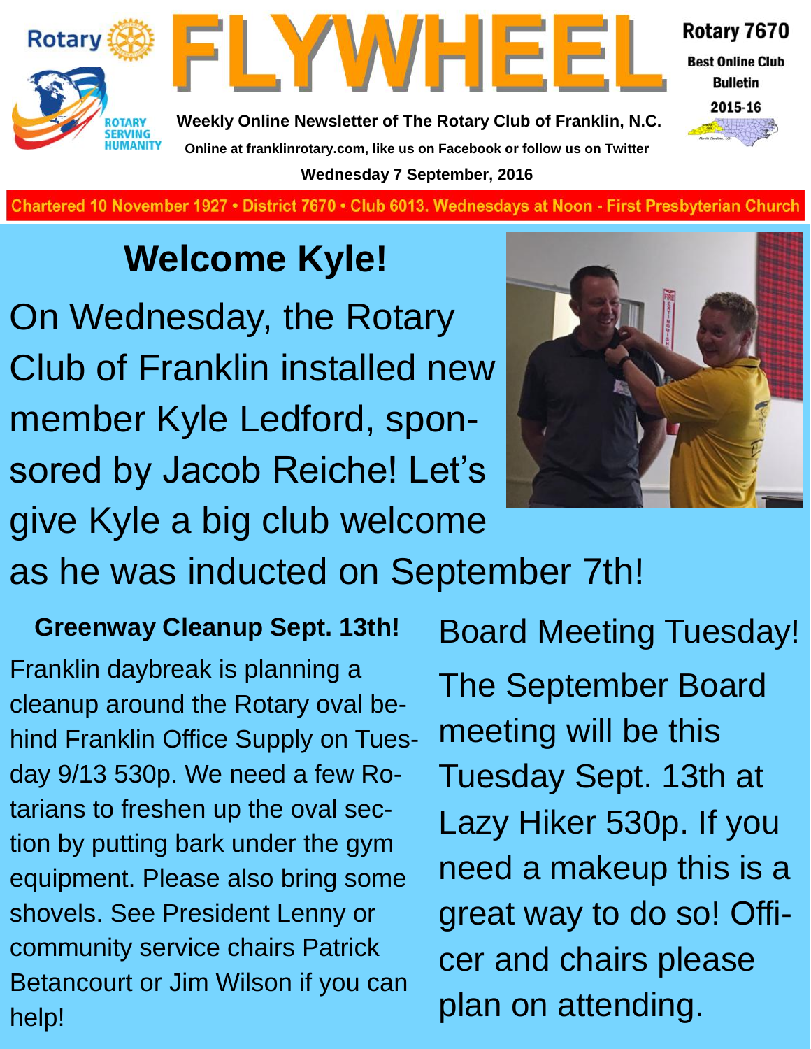Rotary

# FLYWHEEL

Rotary 7670

Best Online Club Bulletin

2015-16

Weekly Online Newsletter of The Rotary Club of Franklin, N.C.

Online at franklinrotary.com, like us on Facebook or follow us on Twitter

Wednesday 7 September, 2016

Chartered 10 November 1927 • District 7670 • Club 6013. Wednesdays at Noon - First Presbyterian Church

## Welcome Kyle!

On Wednesday, the Rotary Club of Franklin installed new member Kyle Ledford, sponsored by Jacob Reiche! Let's give Kyle a big club welcome as he was inducted on September 7th!

### Greenway Cleanup Sept. 13th!

Franklin daybreak is planning a cleanup around the Rotary oval behind Franklin Office Supply on Tuesday 9/13 530p. We need a few Rotarians to freshen up the oval section by putting bark under the gym equipment. Please also bring some shovels. See President Lenny or community service chairs Patrick Betancourt or Jim Wilson if you can help!

### Board Meeting Tuesday!

The September Board meeting will be this Tuesday Sept. 13th at Lazy Hiker 530p. If you need a makeup this is a great way to do so! Officer and chairs please plan on attending.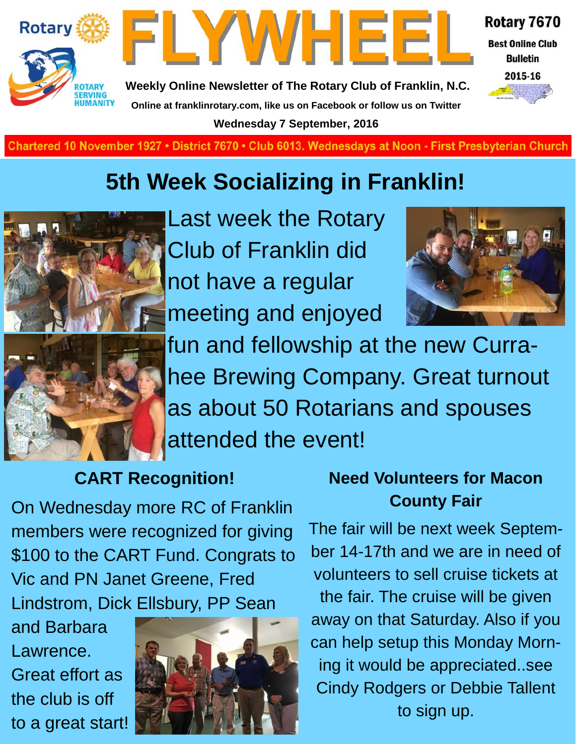Rotary

# FLYWHEEL

Weekly Online Newsletter of The Rotary Club of Franklin, N.C.

Online at franklinrotary.com, like us on Facebook or follow us on Twitter

Wednesday 7 September, 2016

Rotary 7670

Best Online Club Bulletin

2015-16

ROTARY SERVING HUMANITY

Chartered 10 November 1927 • District 7670 • Club 6013. Wednesdays at Noon - First Presbyterian Church

## 5th Week Socializing in Franklin!

Last week the Rotary Club of Franklin did not have a regular meeting and enjoyed fun and fellowship at the new Curra-hee Brewing Company. Great turnout as about 50 Rotarians and spouses attended the event!

### CART Recognition!

On Wednesday more RC of Franklin members were recognized for giving $100 to the CART Fund. Congrats to Vic and PN Janet Greene, Fred Lindstrom, Dick Ellsbury, PP Sean and Barbara Lawrence. Great effort as the club is off to a great start!

### Need Volunteers for Macon County Fair

The fair will be next week September 14-17th and we are in need of volunteers to sell cruise tickets at the fair. The cruise will be given away on that Saturday. Also if you can help setup this Monday Morning it would be appreciated..see Cindy Rodgers or Debbie Tallent to sign up.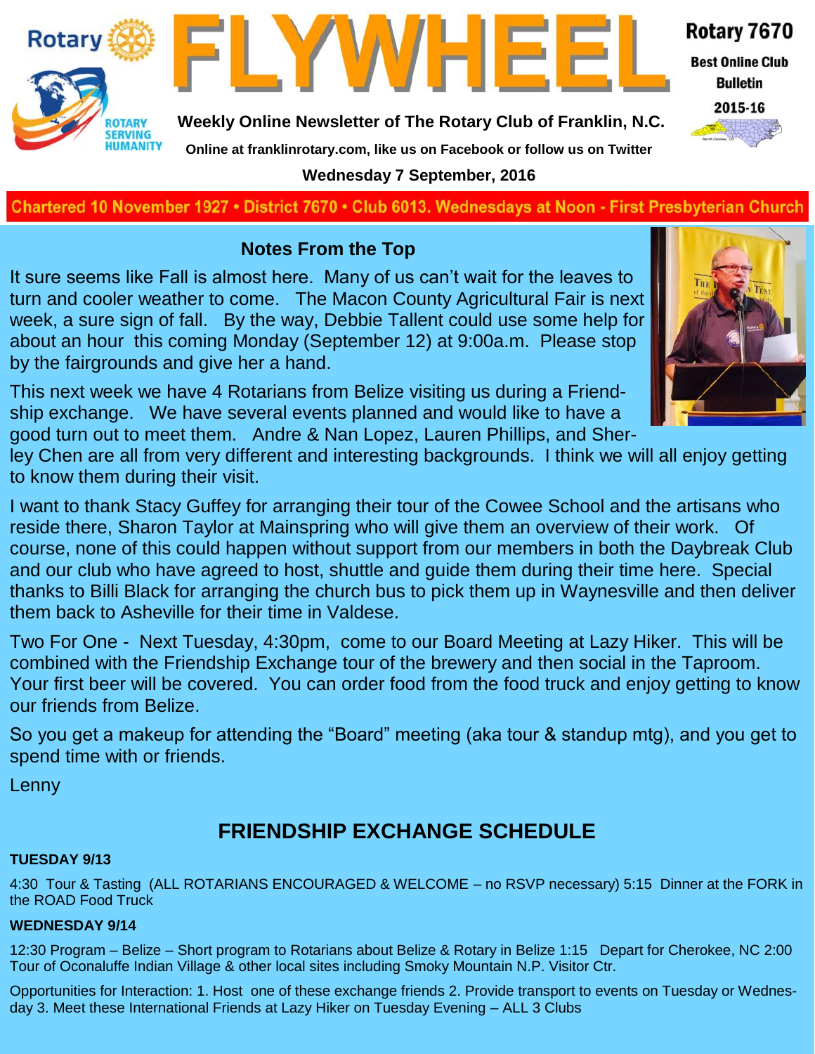# FLYWHEEL

**Weekly Online Newsletter of The Rotary Club of Franklin, N.C.**

Online at franklinrotary.com, like us on Facebook or follow us on Twitter

**Wednesday 7 September, 2016**

Rotary 7670 Best Online Club Bulletin 2015-16

Chartered 10 November 1927 • District 7670 • Club 6013. Wednesdays at Noon - First Presbyterian Church

## Notes From the Top

It sure seems like Fall is almost here. Many of us can't wait for the leaves to turn and cooler weather to come. The Macon County Agricultural Fair is next week, a sure sign of fall. By the way, Debbie Tallent could use some help for about an hour this coming Monday (September 12) at 9:00a.m. Please stop by the fairgrounds and give her a hand.

This next week we have 4 Rotarians from Belize visiting us during a Friendship exchange. We have several events planned and would like to have a good turn out to meet them. Andre & Nan Lopez, Lauren Phillips, and Sherley Chen are all from very different and interesting backgrounds. I think we will all enjoy getting to know them during their visit.

I want to thank Stacy Guffey for arranging their tour of the Cowee School and the artisans who reside there, Sharon Taylor at Mainspring who will give them an overview of their work. Of course, none of this could happen without support from our members in both the Daybreak Club and our club who have agreed to host, shuttle and guide them during their time here. Special thanks to Billi Black for arranging the church bus to pick them up in Waynesville and then deliver them back to Asheville for their time in Valdese.

Two For One - Next Tuesday, 4:30pm, come to our Board Meeting at Lazy Hiker. This will be combined with the Friendship Exchange tour of the brewery and then social in the Taproom. Your first beer will be covered. You can order food from the food truck and enjoy getting to know our friends from Belize.

So you get a makeup for attending the "Board" meeting (aka tour & standup mtg), and you get to spend time with or friends.

Lenny

## FRIENDSHIP EXCHANGE SCHEDULE

**TUESDAY 9/13**

4:30 Tour & Tasting (ALL ROTARIANS ENCOURAGED & WELCOME – no RSVP necessary) 5:15 Dinner at the FORK in the ROAD Food Truck

**WEDNESDAY 9/14**

12:30 Program – Belize – Short program to Rotarians about Belize & Rotary in Belize 1:15 Depart for Cherokee, NC 2:00 Tour of Oconaluffe Indian Village & other local sites including Smoky Mountain N.P. Visitor Ctr.

Opportunities for Interaction: 1. Host one of these exchange friends 2. Provide transport to events on Tuesday or Wednesday 3. Meet these International Friends at Lazy Hiker on Tuesday Evening – ALL 3 Clubs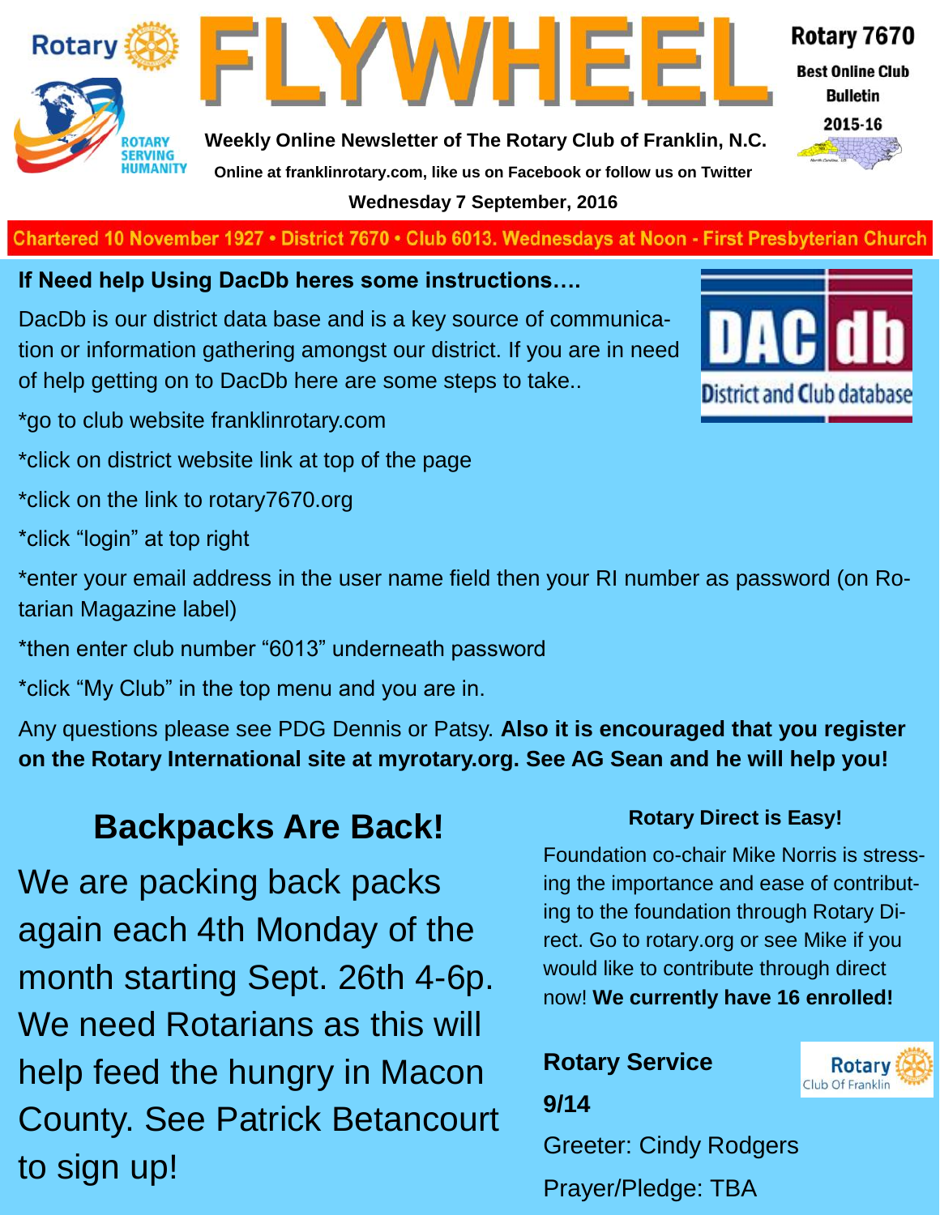Rotary

# FLYWHEEL

Rotary 7670

Best Online Club Bulletin

2015-16

Weekly Online Newsletter of The Rotary Club of Franklin, N.C.

Online at franklinrotary.com, like us on Facebook or follow us on Twitter

Wednesday 7 September, 2016

Chartered 10 November 1927 • District 7670 • Club 6013. Wednesdays at Noon - First Presbyterian Church

**If Need help Using DacDb heres some instructions….**

DacDb is our district data base and is a key source of communication or information gathering amongst our district. If you are in need of help getting on to DacDb here are some steps to take..

*go to club website franklinrotary.com

*click on district website link at top of the page

*click on the link to rotary7670.org

*click “login” at top right

*enter your email address in the user name field then your RI number as password (on Rotarian Magazine label)

*then enter club number “6013” underneath password

*click “My Club” in the top menu and you are in.

Any questions please see PDG Dennis or Patsy. **Also it is encouraged that you register on the Rotary International site at myrotary.org. See AG Sean and he will help you!**

## Backpacks Are Back!

We are packing back packs again each 4th Monday of the month starting Sept. 26th 4-6p. We need Rotarians as this will help feed the hungry in Macon County. See Patrick Betancourt to sign up!

**Rotary Direct is Easy!**

Foundation co-chair Mike Norris is stressing the importance and ease of contributing to the foundation through Rotary Direct. Go to rotary.org or see Mike if you would like to contribute through direct now! **We currently have 16 enrolled!**

**Rotary Service**

**9/14**

Greeter: Cindy Rodgers

Prayer/Pledge: TBA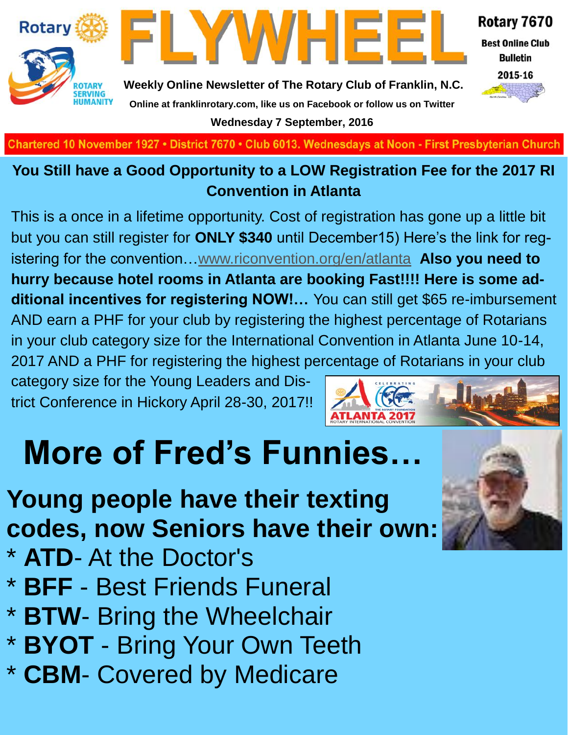Rotary

# FLYWHEEL

Rotary 7670

Best Online Club Bulletin

2015-16

**Weekly Online Newsletter of The Rotary Club of Franklin, N.C.**

**Online at franklinrotary.com, like us on Facebook or follow us on Twitter**

**Wednesday 7 September, 2016**

Chartered 10 November 1927 • District 7670 • Club 6013. Wednesdays at Noon - First Presbyterian Church

## You Still have a Good Opportunity to a LOW Registration Fee for the 2017 RI Convention in Atlanta

This is a once in a lifetime opportunity. Cost of registration has gone up a little bit but you can still register for **ONLY $340** until December15) Here's the link for registering for the convention…www.riconvention.org/en/atlanta **Also you need to hurry because hotel rooms in Atlanta are booking Fast!!!! Here is some additional incentives for registering NOW!…** You can still get $65 re-imbursement AND earn a PHF for your club by registering the highest percentage of Rotarians in your club category size for the International Convention in Atlanta June 10-14, 2017 AND a PHF for registering the highest percentage of Rotarians in your club category size for the Young Leaders and District Conference in Hickory April 28-30, 2017!!

# More of Fred's Funnies…

## Young people have their texting codes, now Seniors have their own:

* **ATD**- At the Doctor's
* **BFF** - Best Friends Funeral
* **BTW**- Bring the Wheelchair
* **BYOT** - Bring Your Own Teeth
* **CBM**- Covered by Medicare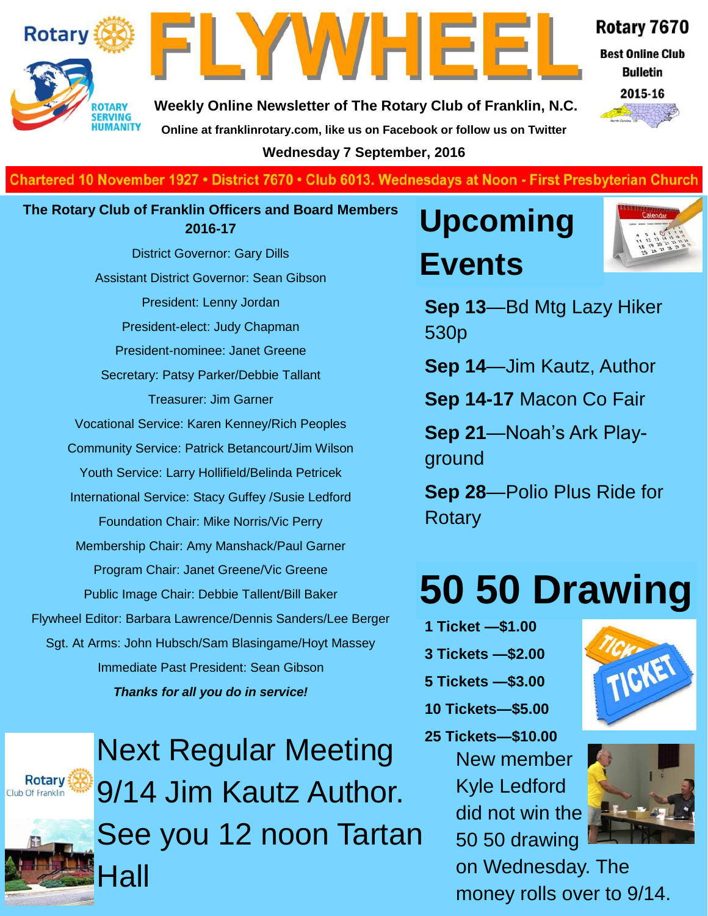Rotary

ROTARY SERVING HUMANITY

# FLYWHEEL

**Weekly Online Newsletter of The Rotary Club of Franklin, N.C.**

**Online at franklinrotary.com, like us on Facebook or follow us on Twitter**

**Wednesday 7 September, 2016**

**Rotary 7670**

**Best Online Club Bulletin**

**2015-16**

Chartered 10 November 1927 • District 7670 • Club 6013. Wednesdays at Noon - First Presbyterian Church

**The Rotary Club of Franklin Officers and Board Members 2016-17**

District Governor: Gary Dills

Assistant District Governor: Sean Gibson

President: Lenny Jordan

President-elect: Judy Chapman

President-nominee: Janet Greene

Secretary: Patsy Parker/Debbie Tallant

Treasurer: Jim Garner

Vocational Service: Karen Kenney/Rich Peoples

Community Service: Patrick Betancourt/Jim Wilson

Youth Service: Larry Hollifield/Belinda Petricek

International Service: Stacy Guffey /Susie Ledford

Foundation Chair: Mike Norris/Vic Perry

Membership Chair: Amy Manshack/Paul Garner

Program Chair: Janet Greene/Vic Greene

Public Image Chair: Debbie Tallent/Bill Baker

Flywheel Editor: Barbara Lawrence/Dennis Sanders/Lee Berger

Sgt. At Arms: John Hubsch/Sam Blasingame/Hoyt Massey

Immediate Past President: Sean Gibson

***Thanks for all you do in service!***

Rotary Club Of Franklin

Next Regular Meeting 9/14 Jim Kautz Author. See you 12 noon Tartan Hall

## Upcoming Events

**Sep 13**—Bd Mtg Lazy Hiker 530p

**Sep 14**—Jim Kautz, Author

**Sep 14-17** Macon Co Fair

**Sep 21**—Noah's Ark Play-ground

**Sep 28**—Polio Plus Ride for Rotary

## 50 50 Drawing

**1 Ticket —$1.00**

**3 Tickets —$2.00**

**5 Tickets —$3.00**

**10 Tickets—$5.00**

**25 Tickets—$10.00**

New member Kyle Ledford did not win the 50 50 drawing on Wednesday. The money rolls over to 9/14.